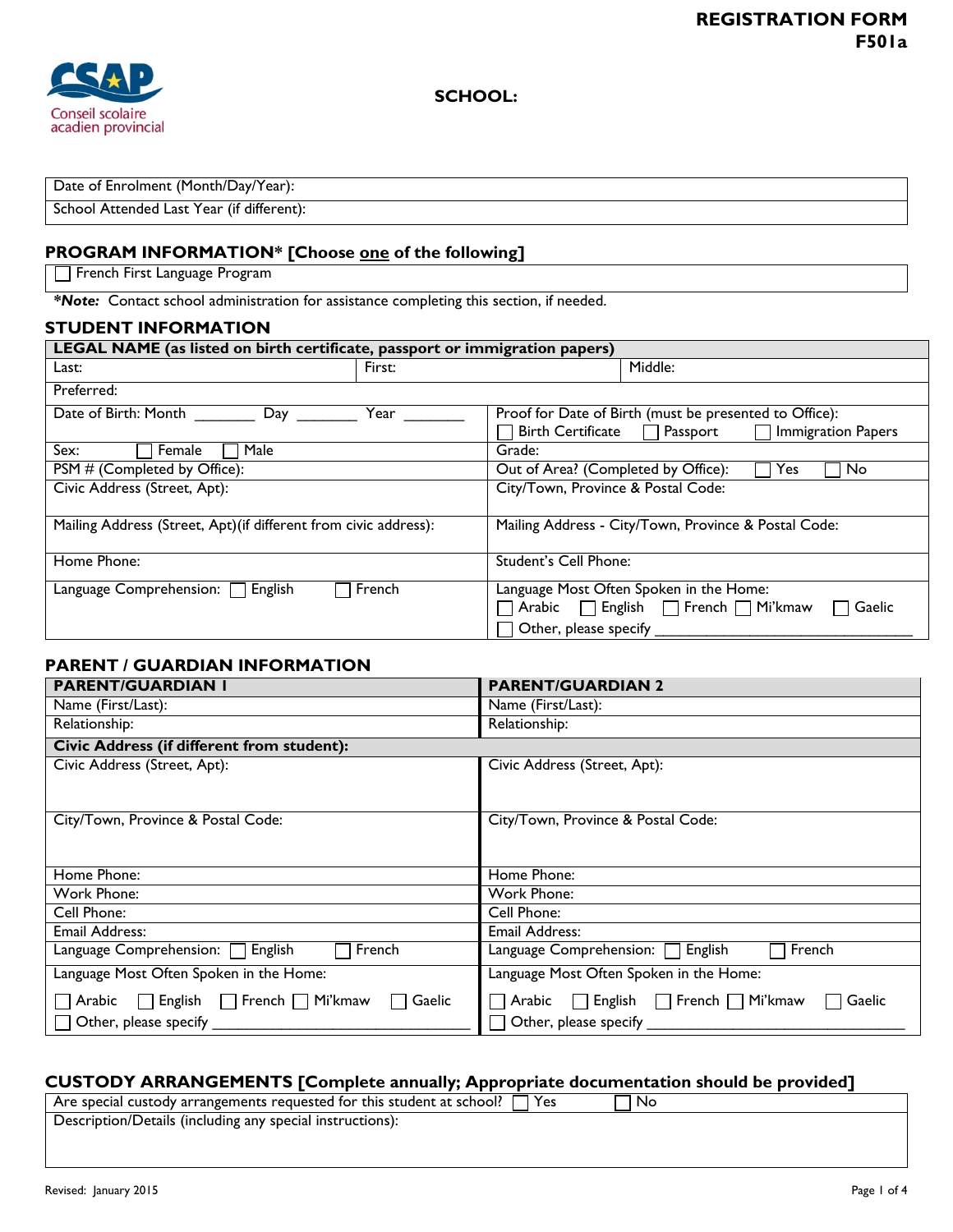# REGISTRATION FORM
# F501a

Conseil scolaire acadien provincial

**SCHOOL:**

| Date of Enrolment (Month/Day/Year): |
|---|
| School Attended Last Year (if different): |

## PROGRAM INFORMATION* [Choose one of the following]

| ☐ French First Language Program |
|---|

***Note:*** Contact school administration for assistance completing this section, if needed.

## STUDENT INFORMATION

| **LEGAL NAME (as listed on birth certificate, passport or immigration papers)** | | |
|---|---|---|
| Last: | First: | Middle: |
| Preferred: | | |

| | |
|---|---|
| Date of Birth: Month _______ Day _______ Year _______ | Proof for Date of Birth (must be presented to Office): ☐ Birth Certificate ☐ Passport ☐ Immigration Papers |
| Sex: ☐ Female ☐ Male | Grade: |
| PSM # (Completed by Office): | Out of Area? (Completed by Office): ☐ Yes ☐ No |
| Civic Address (Street, Apt): | City/Town, Province & Postal Code: |
| Mailing Address (Street, Apt)(if different from civic address): | Mailing Address - City/Town, Province & Postal Code: |
| Home Phone: | Student's Cell Phone: |
| Language Comprehension: ☐ English ☐ French | Language Most Often Spoken in the Home: ☐ Arabic ☐ English ☐ French ☐ Mi'kmaw ☐ Gaelic ☐ Other, please specify ______________________________ |

## PARENT / GUARDIAN INFORMATION

| **PARENT/GUARDIAN 1** | **PARENT/GUARDIAN 2** |
|---|---|
| Name (First/Last): | Name (First/Last): |
| Relationship: | Relationship: |
| **Civic Address (if different from student):** | |
| Civic Address (Street, Apt): | Civic Address (Street, Apt): |
| City/Town, Province & Postal Code: | City/Town, Province & Postal Code: |
| Home Phone: | Home Phone: |
| Work Phone: | Work Phone: |
| Cell Phone: | Cell Phone: |
| Email Address: | Email Address: |
| Language Comprehension: ☐ English ☐ French | Language Comprehension: ☐ English ☐ French |
| Language Most Often Spoken in the Home: ☐ Arabic ☐ English ☐ French ☐ Mi'kmaw ☐ Gaelic ☐ Other, please specify ______________________________ | Language Most Often Spoken in the Home: ☐ Arabic ☐ English ☐ French ☐ Mi'kmaw ☐ Gaelic ☐ Other, please specify ______________________________ |

## CUSTODY ARRANGEMENTS [Complete annually; Appropriate documentation should be provided]

| Are special custody arrangements requested for this student at school? ☐ Yes ☐ No |
|---|
| Description/Details (including any special instructions): |

Revised: January 2015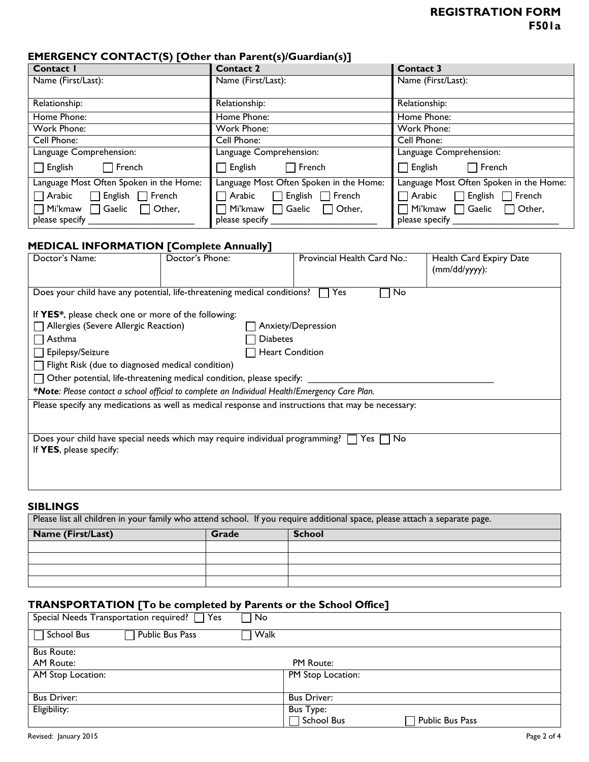# REGISTRATION FORM F501a

## EMERGENCY CONTACT(S) [Other than Parent(s)/Guardian(s)]

| Contact 1 | Contact 2 | Contact 3 |
|---|---|---|
| Name (First/Last): | Name (First/Last): | Name (First/Last): |
| Relationship: | Relationship: | Relationship: |
| Home Phone: | Home Phone: | Home Phone: |
| Work Phone: | Work Phone: | Work Phone: |
| Cell Phone: | Cell Phone: | Cell Phone: |
| Language Comprehension: ☐ English ☐ French | Language Comprehension: ☐ English ☐ French | Language Comprehension: ☐ English ☐ French |
| Language Most Often Spoken in the Home: ☐ Arabic ☐ English ☐ French ☐ Mi'kmaw ☐ Gaelic ☐ Other, please specify ____________________ | Language Most Often Spoken in the Home: ☐ Arabic ☐ English ☐ French ☐ Mi'kmaw ☐ Gaelic ☐ Other, please specify ____________________ | Language Most Often Spoken in the Home: ☐ Arabic ☐ English ☐ French ☐ Mi'kmaw ☐ Gaelic ☐ Other, please specify ____________________ |

## MEDICAL INFORMATION [Complete Annually]

| Doctor's Name: | Doctor's Phone: | Provincial Health Card No.: | Health Card Expiry Date (mm/dd/yyyy): |
|---|---|---|---|
| | | | |

Does your child have any potential, life-threatening medical conditions? ☐ Yes ☐ No

If **YES***, please check one or more of the following:

- ☐ Allergies (Severe Allergic Reaction)
- ☐ Anxiety/Depression
- ☐ Asthma
- ☐ Diabetes
- ☐ Epilepsy/Seizure
- ☐ Heart Condition
- ☐ Flight Risk (due to diagnosed medical condition)
- ☐ Other potential, life-threatening medical condition, please specify: ____________________________________

***Note**: Please contact a school official to complete an Individual Health/Emergency Care Plan.*

Please specify any medications as well as medical response and instructions that may be necessary:

Does your child have special needs which may require individual programming? ☐ Yes ☐ No

If **YES**, please specify:

## SIBLINGS

Please list all children in your family who attend school. If you require additional space, please attach a separate page.

| Name (First/Last) | Grade | School |
|---|---|---|
| | | |
| | | |
| | | |
| | | |

## TRANSPORTATION [To be completed by Parents or the School Office]

Special Needs Transportation required? ☐ Yes ☐ No

☐ School Bus ☐ Public Bus Pass ☐ Walk

| Bus Route: AM Route: | PM Route: |
|---|---|
| AM Stop Location: | PM Stop Location: |
| Bus Driver: | Bus Driver: |
| Eligibility: | Bus Type: ☐ School Bus ☐ Public Bus Pass |

Revised: January 2015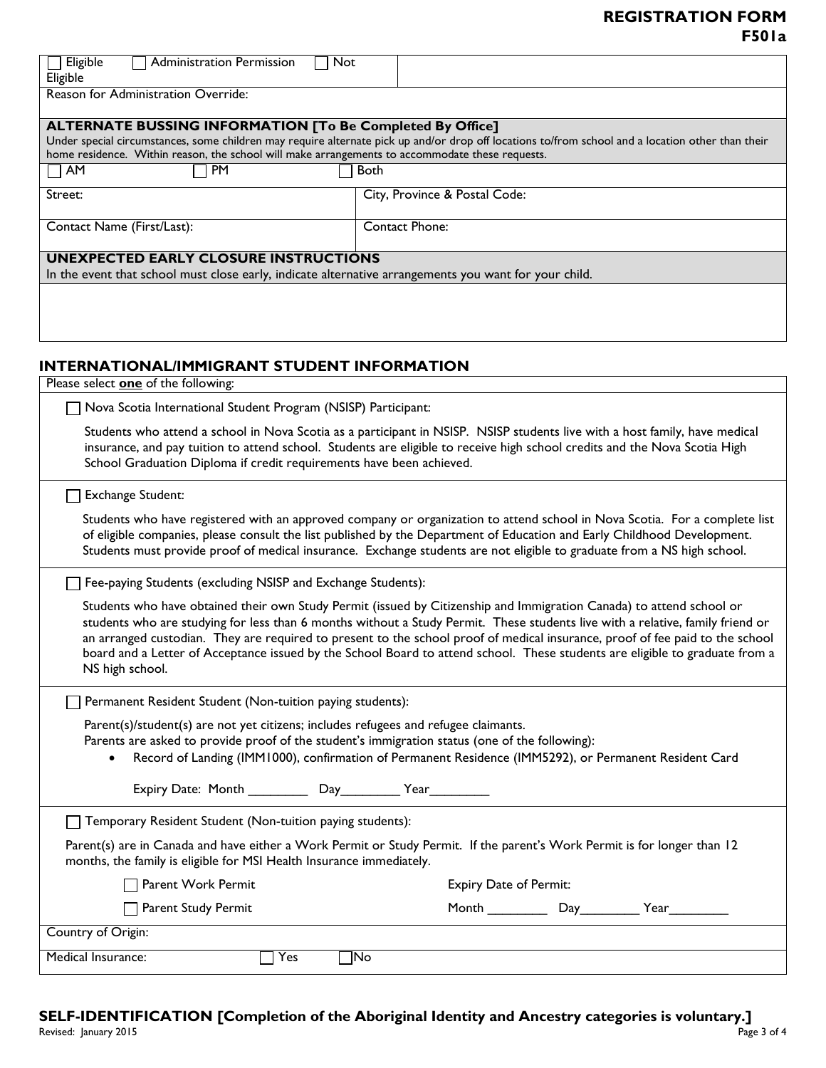**REGISTRATION FORM**
**F501a**

| ☐ Eligible ☐ Administration Permission ☐ Not Eligible | |
|---|---|
| Reason for Administration Override: | |

**ALTERNATE BUSSING INFORMATION [To Be Completed By Office]**

Under special circumstances, some children may require alternate pick up and/or drop off locations to/from school and a location other than their home residence. Within reason, the school will make arrangements to accommodate these requests.

| ☐ AM ☐ PM ☐ Both | |
|---|---|
| Street: | City, Province & Postal Code: |
| Contact Name (First/Last): | Contact Phone: |

**UNEXPECTED EARLY CLOSURE INSTRUCTIONS**

In the event that school must close early, indicate alternative arrangements you want for your child.

## INTERNATIONAL/IMMIGRANT STUDENT INFORMATION

Please select **one** of the following:

☐ Nova Scotia International Student Program (NSISP) Participant:

Students who attend a school in Nova Scotia as a participant in NSISP. NSISP students live with a host family, have medical insurance, and pay tuition to attend school. Students are eligible to receive high school credits and the Nova Scotia High School Graduation Diploma if credit requirements have been achieved.

☐ Exchange Student:

Students who have registered with an approved company or organization to attend school in Nova Scotia. For a complete list of eligible companies, please consult the list published by the Department of Education and Early Childhood Development. Students must provide proof of medical insurance. Exchange students are not eligible to graduate from a NS high school.

☐ Fee-paying Students (excluding NSISP and Exchange Students):

Students who have obtained their own Study Permit (issued by Citizenship and Immigration Canada) to attend school or students who are studying for less than 6 months without a Study Permit. These students live with a relative, family friend or an arranged custodian. They are required to present to the school proof of medical insurance, proof of fee paid to the school board and a Letter of Acceptance issued by the School Board to attend school. These students are eligible to graduate from a NS high school.

☐ Permanent Resident Student (Non-tuition paying students):

Parent(s)/student(s) are not yet citizens; includes refugees and refugee claimants.
Parents are asked to provide proof of the student's immigration status (one of the following):

- Record of Landing (IMM1000), confirmation of Permanent Residence (IMM5292), or Permanent Resident Card

Expiry Date: Month ________ Day________ Year________

☐ Temporary Resident Student (Non-tuition paying students):

Parent(s) are in Canada and have either a Work Permit or Study Permit. If the parent's Work Permit is for longer than 12 months, the family is eligible for MSI Health Insurance immediately.

| | |
|---|---|
| ☐ Parent Work Permit | Expiry Date of Permit: |
| ☐ Parent Study Permit | Month ________ Day________ Year________ |

Country of Origin:

Medical Insurance: ☐ Yes ☐ No

**SELF-IDENTIFICATION [Completion of the Aboriginal Identity and Ancestry categories is voluntary.]**

Revised: January 2015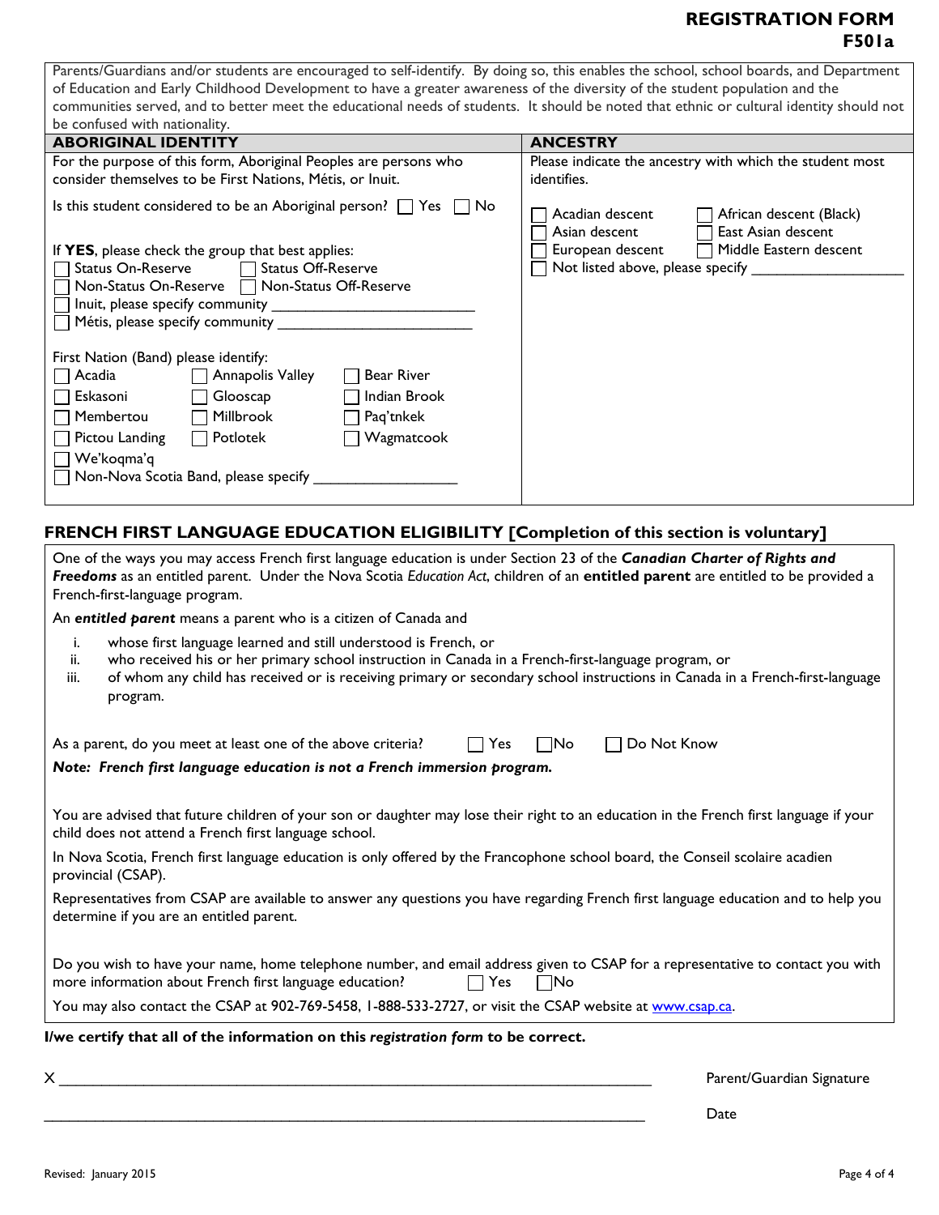# REGISTRATION FORM F501a

Parents/Guardians and/or students are encouraged to self-identify. By doing so, this enables the school, school boards, and Department of Education and Early Childhood Development to have a greater awareness of the diversity of the student population and the communities served, and to better meet the educational needs of students. It should be noted that ethnic or cultural identity should not be confused with nationality.

## ABORIGINAL IDENTITY

For the purpose of this form, Aboriginal Peoples are persons who consider themselves to be First Nations, Métis, or Inuit.

Is this student considered to be an Aboriginal person? ☐ Yes ☐ No

If **YES**, please check the group that best applies:

☐ Status On-Reserve ☐ Status Off-Reserve
☐ Non-Status On-Reserve ☐ Non-Status Off-Reserve
☐ Inuit, please specify community ________________________
☐ Métis, please specify community ________________________

First Nation (Band) please identify:

☐ Acadia ☐ Annapolis Valley ☐ Bear River
☐ Eskasoni ☐ Glooscap ☐ Indian Brook
☐ Membertou ☐ Millbrook ☐ Paq'tnkek
☐ Pictou Landing ☐ Potlotek ☐ Wagmatcook
☐ We'koqma'q
☐ Non-Nova Scotia Band, please specify _________________

## ANCESTRY

Please indicate the ancestry with which the student most identifies.

☐ Acadian descent ☐ African descent (Black)
☐ Asian descent ☐ East Asian descent
☐ European descent ☐ Middle Eastern descent
☐ Not listed above, please specify __________________

## FRENCH FIRST LANGUAGE EDUCATION ELIGIBILITY [Completion of this section is voluntary]

One of the ways you may access French first language education is under Section 23 of the ***Canadian Charter of Rights and Freedoms*** as an entitled parent. Under the Nova Scotia *Education Act*, children of an **entitled parent** are entitled to be provided a French-first-language program.

An ***entitled parent*** means a parent who is a citizen of Canada and

i. whose first language learned and still understood is French, or
ii. who received his or her primary school instruction in Canada in a French-first-language program, or
iii. of whom any child has received or is receiving primary or secondary school instructions in Canada in a French-first-language program.

As a parent, do you meet at least one of the above criteria? ☐ Yes ☐ No ☐ Do Not Know

***Note: French first language education is not a French immersion program.***

You are advised that future children of your son or daughter may lose their right to an education in the French first language if your child does not attend a French first language school.

In Nova Scotia, French first language education is only offered by the Francophone school board, the Conseil scolaire acadien provincial (CSAP).

Representatives from CSAP are available to answer any questions you have regarding French first language education and to help you determine if you are an entitled parent.

Do you wish to have your name, home telephone number, and email address given to CSAP for a representative to contact you with more information about French first language education? ☐ Yes ☐ No

You may also contact the CSAP at 902-769-5458, 1-888-533-2727, or visit the CSAP website at www.csap.ca.

**I/we certify that all of the information on this *registration form* to be correct.**

X ______________________________________________ Parent/Guardian Signature

________________________________________________ Date

Revised: January 2015